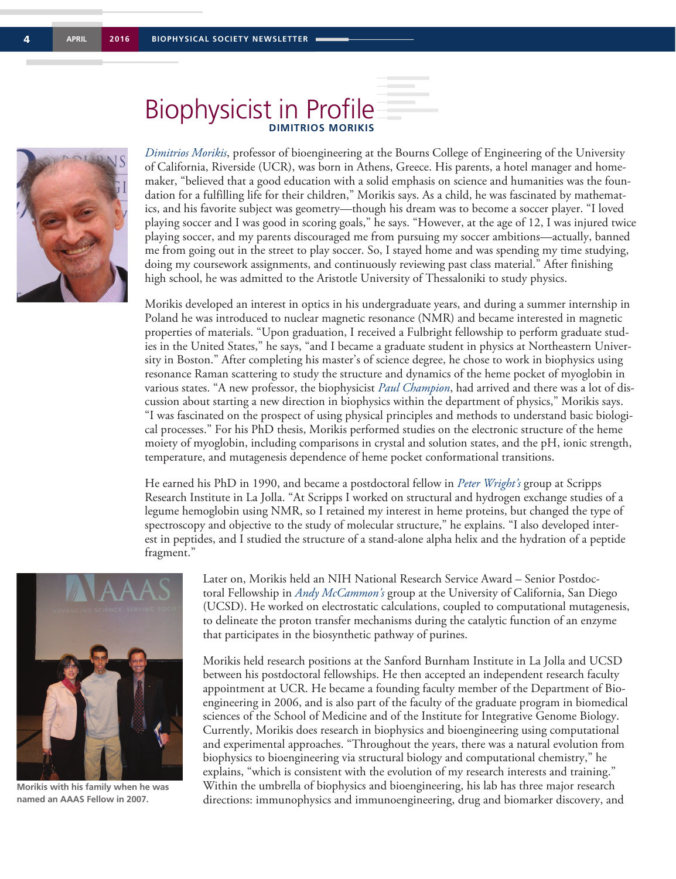# Biophysicist in Profile

**DIMITRIOS MORIKIS**

*Dimitrios Morikis*, professor of bioengineering at the Bourns College of Engineering of the University of California, Riverside (UCR), was born in Athens, Greece. His parents, a hotel manager and homemaker, "believed that a good education with a solid emphasis on science and humanities was the foundation for a fulfilling life for their children," Morikis says. As a child, he was fascinated by mathematics, and his favorite subject was geometry—though his dream was to become a soccer player. "I loved playing soccer and I was good in scoring goals," he says. "However, at the age of 12, I was injured twice playing soccer, and my parents discouraged me from pursuing my soccer ambitions—actually, banned me from going out in the street to play soccer. So, I stayed home and was spending my time studying, doing my coursework assignments, and continuously reviewing past class material." After finishing high school, he was admitted to the Aristotle University of Thessaloniki to study physics.

Morikis developed an interest in optics in his undergraduate years, and during a summer internship in Poland he was introduced to nuclear magnetic resonance (NMR) and became interested in magnetic properties of materials. "Upon graduation, I received a Fulbright fellowship to perform graduate studies in the United States," he says, "and I became a graduate student in physics at Northeastern University in Boston." After completing his master's of science degree, he chose to work in biophysics using resonance Raman scattering to study the structure and dynamics of the heme pocket of myoglobin in various states. "A new professor, the biophysicist *Paul Champion*, had arrived and there was a lot of discussion about starting a new direction in biophysics within the department of physics," Morikis says. "I was fascinated on the prospect of using physical principles and methods to understand basic biological processes." For his PhD thesis, Morikis performed studies on the electronic structure of the heme moiety of myoglobin, including comparisons in crystal and solution states, and the pH, ionic strength, temperature, and mutagenesis dependence of heme pocket conformational transitions.

He earned his PhD in 1990, and became a postdoctoral fellow in *Peter Wright's* group at Scripps Research Institute in La Jolla. "At Scripps I worked on structural and hydrogen exchange studies of a legume hemoglobin using NMR, so I retained my interest in heme proteins, but changed the type of spectroscopy and objective to the study of molecular structure," he explains. "I also developed interest in peptides, and I studied the structure of a stand-alone alpha helix and the hydration of a peptide fragment."

Morikis with his family when he was named an AAAS Fellow in 2007.

Later on, Morikis held an NIH National Research Service Award – Senior Postdoctoral Fellowship in *Andy McCammon's* group at the University of California, San Diego (UCSD). He worked on electrostatic calculations, coupled to computational mutagenesis, to delineate the proton transfer mechanisms during the catalytic function of an enzyme that participates in the biosynthetic pathway of purines.

Morikis held research positions at the Sanford Burnham Institute in La Jolla and UCSD between his postdoctoral fellowships. He then accepted an independent research faculty appointment at UCR. He became a founding faculty member of the Department of Bioengineering in 2006, and is also part of the faculty of the graduate program in biomedical sciences of the School of Medicine and of the Institute for Integrative Genome Biology. Currently, Morikis does research in biophysics and bioengineering using computational and experimental approaches. "Throughout the years, there was a natural evolution from biophysics to bioengineering via structural biology and computational chemistry," he explains, "which is consistent with the evolution of my research interests and training." Within the umbrella of biophysics and bioengineering, his lab has three major research directions: immunophysics and immunoengineering, drug and biomarker discovery, and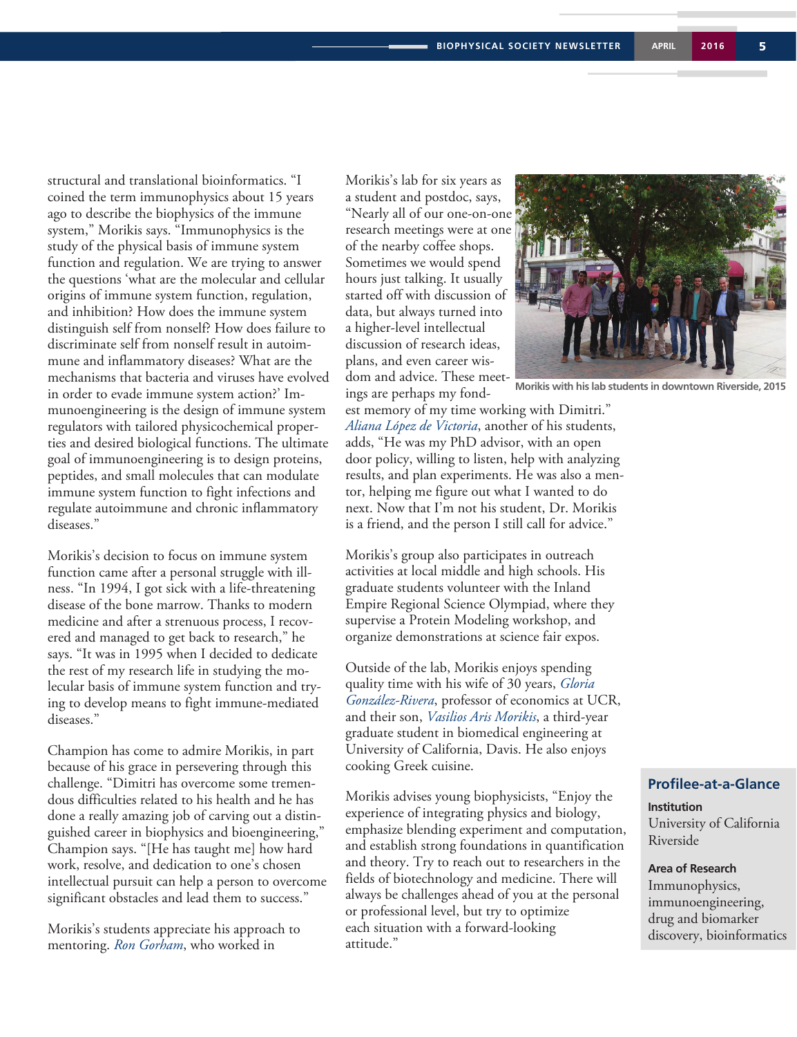structural and translational bioinformatics. "I coined the term immunophysics about 15 years ago to describe the biophysics of the immune system," Morikis says. "Immunophysics is the study of the physical basis of immune system function and regulation. We are trying to answer the questions 'what are the molecular and cellular origins of immune system function, regulation, and inhibition? How does the immune system distinguish self from nonself? How does failure to discriminate self from nonself result in autoimmune and inflammatory diseases? What are the mechanisms that bacteria and viruses have evolved in order to evade immune system action?' Immunoengineering is the design of immune system regulators with tailored physicochemical properties and desired biological functions. The ultimate goal of immunoengineering is to design proteins, peptides, and small molecules that can modulate immune system function to fight infections and regulate autoimmune and chronic inflammatory diseases."

Morikis's decision to focus on immune system function came after a personal struggle with illness. "In 1994, I got sick with a life-threatening disease of the bone marrow. Thanks to modern medicine and after a strenuous process, I recovered and managed to get back to research," he says. "It was in 1995 when I decided to dedicate the rest of my research life in studying the molecular basis of immune system function and trying to develop means to fight immune-mediated diseases."

Champion has come to admire Morikis, in part because of his grace in persevering through this challenge. "Dimitri has overcome some tremendous difficulties related to his health and he has done a really amazing job of carving out a distinguished career in biophysics and bioengineering," Champion says. "[He has taught me] how hard work, resolve, and dedication to one's chosen intellectual pursuit can help a person to overcome significant obstacles and lead them to success."

Morikis's students appreciate his approach to mentoring. *Ron Gorham*, who worked in Morikis's lab for six years as a student and postdoc, says, "Nearly all of our one-on-one research meetings were at one of the nearby coffee shops. Sometimes we would spend hours just talking. It usually started off with discussion of data, but always turned into a higher-level intellectual discussion of research ideas, plans, and even career wisdom and advice. These meetings are perhaps my fondest memory of my time working with Dimitri." *Aliana López de Victoria*, another of his students, adds, "He was my PhD advisor, with an open door policy, willing to listen, help with analyzing results, and plan experiments. He was also a mentor, helping me figure out what I wanted to do next. Now that I'm not his student, Dr. Morikis is a friend, and the person I still call for advice."

Morikis with his lab students in downtown Riverside, 2015

Morikis's group also participates in outreach activities at local middle and high schools. His graduate students volunteer with the Inland Empire Regional Science Olympiad, where they supervise a Protein Modeling workshop, and organize demonstrations at science fair expos.

Outside of the lab, Morikis enjoys spending quality time with his wife of 30 years, *Gloria González-Rivera*, professor of economics at UCR, and their son, *Vasilios Aris Morikis*, a third-year graduate student in biomedical engineering at University of California, Davis. He also enjoys cooking Greek cuisine.

Morikis advises young biophysicists, "Enjoy the experience of integrating physics and biology, emphasize blending experiment and computation, and establish strong foundations in quantification and theory. Try to reach out to researchers in the fields of biotechnology and medicine. There will always be challenges ahead of you at the personal or professional level, but try to optimize each situation with a forward-looking attitude."

### Profilee-at-a-Glance

**Institution**
University of California Riverside

**Area of Research**
Immunophysics, immunoengineering, drug and biomarker discovery, bioinformatics